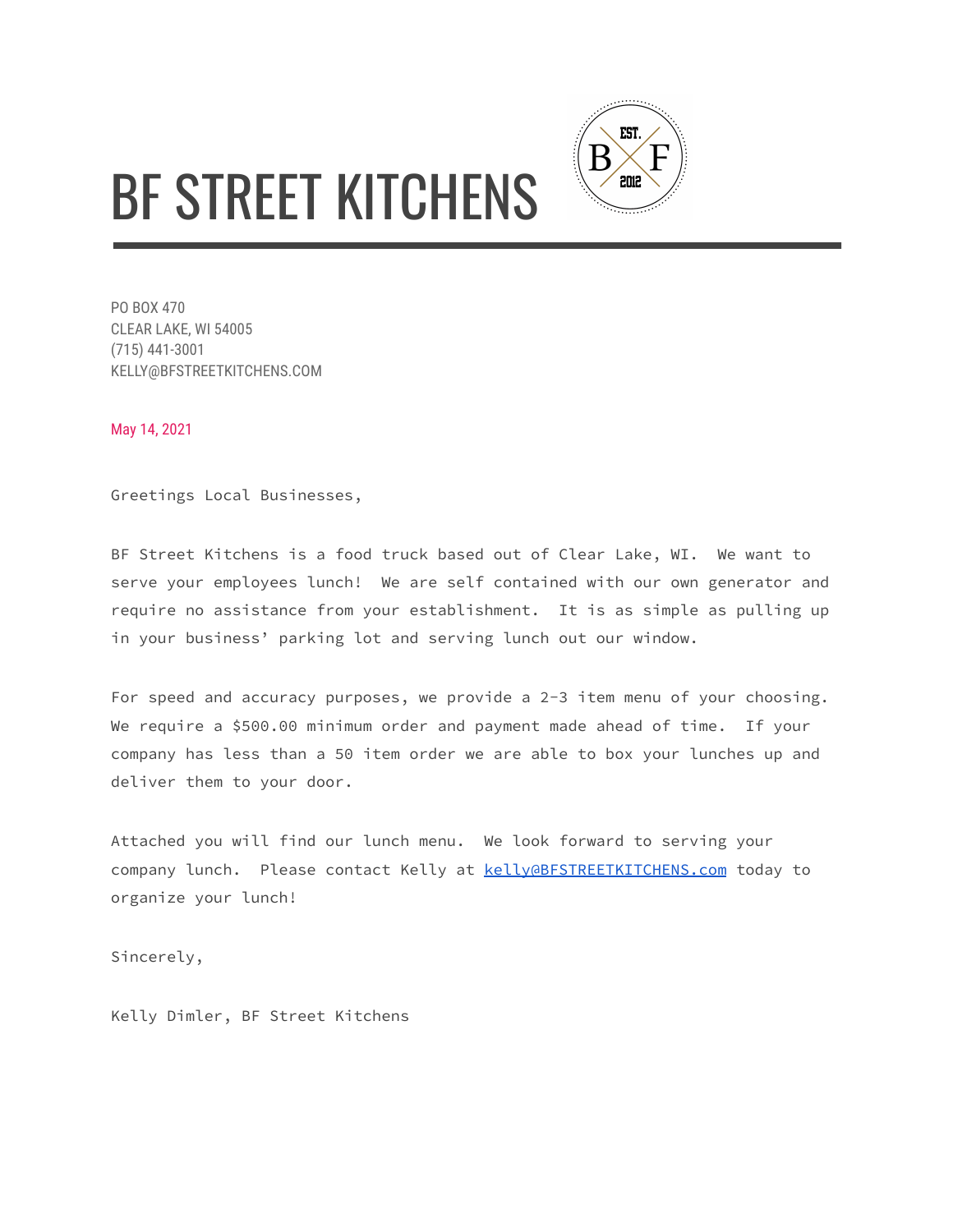# BF STREET KITCHENS

PO BOX 470
CLEAR LAKE, WI 54005
(715) 441-3001
KELLY@BFSTREETKITCHENS.COM

May 14, 2021

Greetings Local Businesses,

BF Street Kitchens is a food truck based out of Clear Lake, WI. We want to serve your employees lunch! We are self contained with our own generator and require no assistance from your establishment. It is as simple as pulling up in your business' parking lot and serving lunch out our window.

For speed and accuracy purposes, we provide a 2-3 item menu of your choosing. We require a $500.00 minimum order and payment made ahead of time. If your company has less than a 50 item order we are able to box your lunches up and deliver them to your door.

Attached you will find our lunch menu. We look forward to serving your company lunch. Please contact Kelly at kelly@BFSTREETKITCHENS.com today to organize your lunch!

Sincerely,

Kelly Dimler, BF Street Kitchens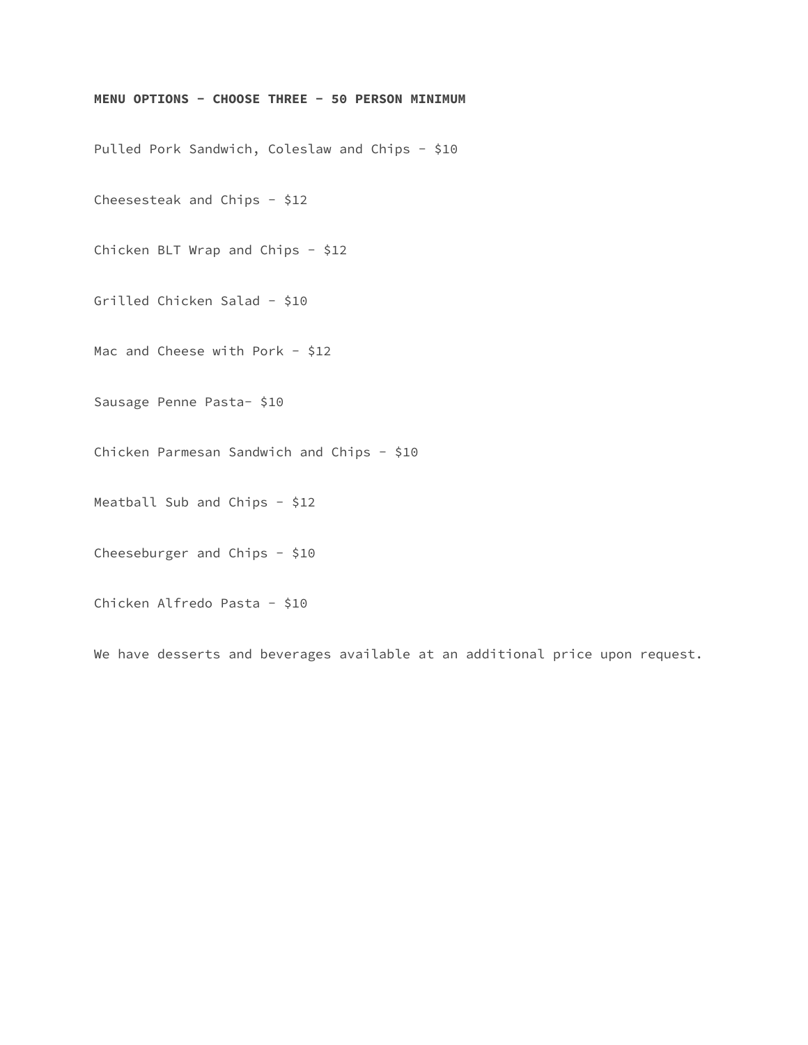**MENU OPTIONS - CHOOSE THREE - 50 PERSON MINIMUM**

Pulled Pork Sandwich, Coleslaw and Chips - $10

Cheesesteak and Chips - $12

Chicken BLT Wrap and Chips - $12

Grilled Chicken Salad - $10

Mac and Cheese with Pork - $12

Sausage Penne Pasta- $10

Chicken Parmesan Sandwich and Chips - $10

Meatball Sub and Chips - $12

Cheeseburger and Chips - $10

Chicken Alfredo Pasta - $10

We have desserts and beverages available at an additional price upon request.